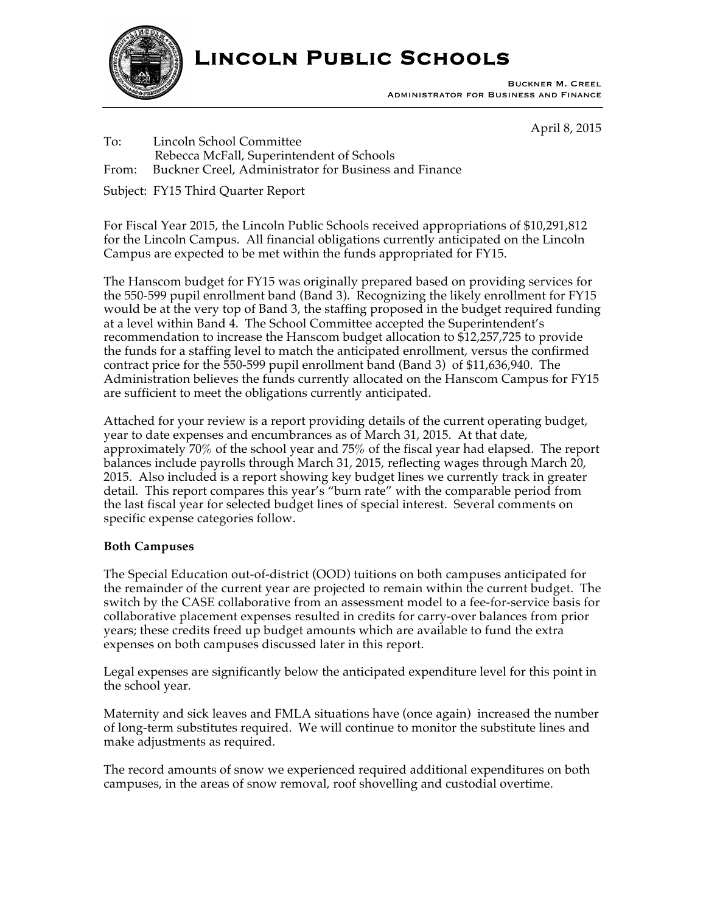# Lincoln Public Schools

Buckner M. Creel
Administrator for Business and Finance

April 8, 2015

To: Lincoln School Committee
Rebecca McFall, Superintendent of Schools
From: Buckner Creel, Administrator for Business and Finance

Subject: FY15 Third Quarter Report

For Fiscal Year 2015, the Lincoln Public Schools received appropriations of $10,291,812 for the Lincoln Campus. All financial obligations currently anticipated on the Lincoln Campus are expected to be met within the funds appropriated for FY15.

The Hanscom budget for FY15 was originally prepared based on providing services for the 550-599 pupil enrollment band (Band 3). Recognizing the likely enrollment for FY15 would be at the very top of Band 3, the staffing proposed in the budget required funding at a level within Band 4. The School Committee accepted the Superintendent's recommendation to increase the Hanscom budget allocation to $12,257,725 to provide the funds for a staffing level to match the anticipated enrollment, versus the confirmed contract price for the 550-599 pupil enrollment band (Band 3) of $11,636,940. The Administration believes the funds currently allocated on the Hanscom Campus for FY15 are sufficient to meet the obligations currently anticipated.

Attached for your review is a report providing details of the current operating budget, year to date expenses and encumbrances as of March 31, 2015. At that date, approximately 70% of the school year and 75% of the fiscal year had elapsed. The report balances include payrolls through March 31, 2015, reflecting wages through March 20, 2015. Also included is a report showing key budget lines we currently track in greater detail. This report compares this year's "burn rate" with the comparable period from the last fiscal year for selected budget lines of special interest. Several comments on specific expense categories follow.

**Both Campuses**

The Special Education out-of-district (OOD) tuitions on both campuses anticipated for the remainder of the current year are projected to remain within the current budget. The switch by the CASE collaborative from an assessment model to a fee-for-service basis for collaborative placement expenses resulted in credits for carry-over balances from prior years; these credits freed up budget amounts which are available to fund the extra expenses on both campuses discussed later in this report.

Legal expenses are significantly below the anticipated expenditure level for this point in the school year.

Maternity and sick leaves and FMLA situations have (once again) increased the number of long-term substitutes required. We will continue to monitor the substitute lines and make adjustments as required.

The record amounts of snow we experienced required additional expenditures on both campuses, in the areas of snow removal, roof shovelling and custodial overtime.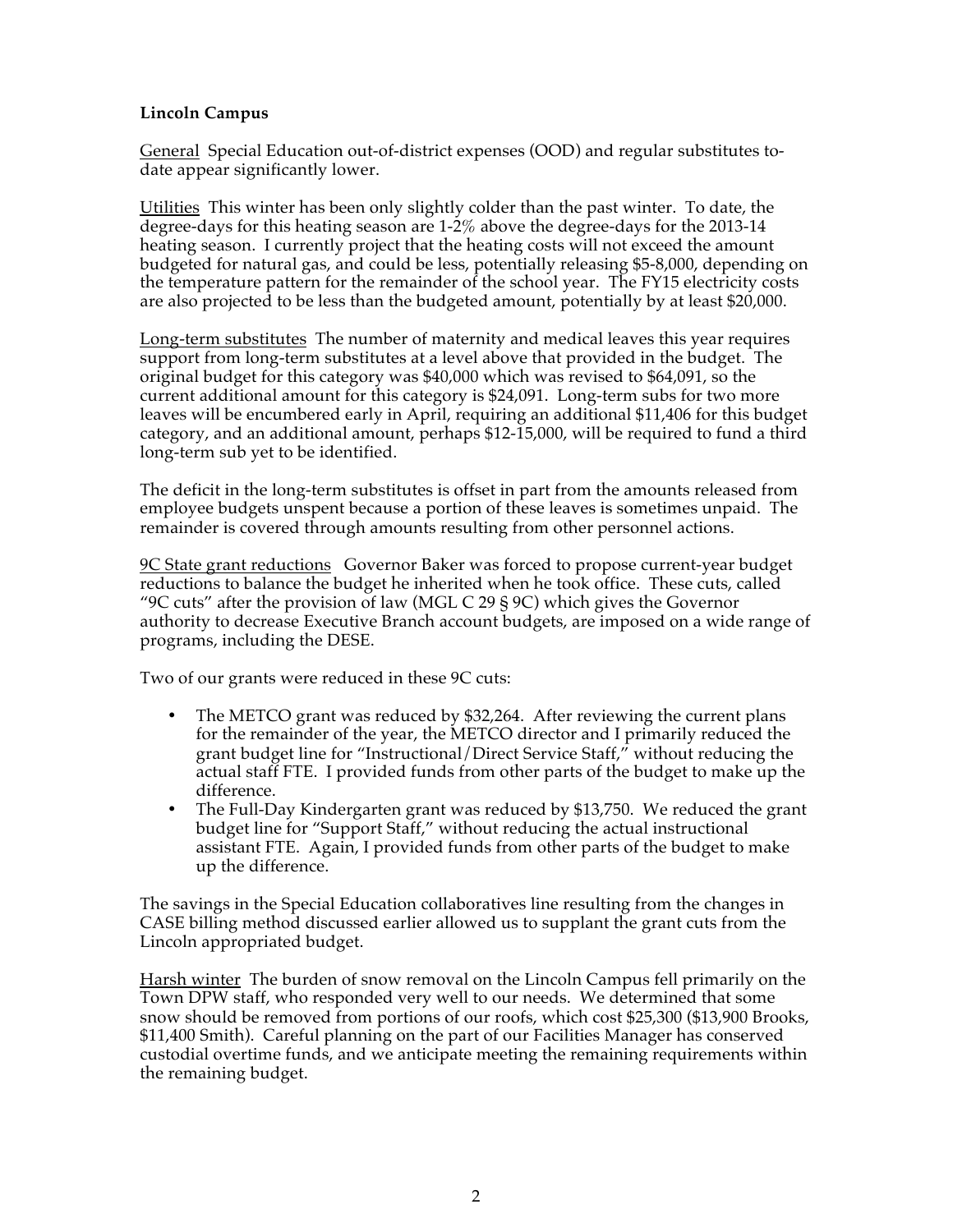**Lincoln Campus**

General  Special Education out-of-district expenses (OOD) and regular substitutes to-date appear significantly lower.

Utilities  This winter has been only slightly colder than the past winter. To date, the degree-days for this heating season are 1-2% above the degree-days for the 2013-14 heating season. I currently project that the heating costs will not exceed the amount budgeted for natural gas, and could be less, potentially releasing $5-8,000, depending on the temperature pattern for the remainder of the school year. The FY15 electricity costs are also projected to be less than the budgeted amount, potentially by at least $20,000.

Long-term substitutes  The number of maternity and medical leaves this year requires support from long-term substitutes at a level above that provided in the budget. The original budget for this category was $40,000 which was revised to $64,091, so the current additional amount for this category is $24,091. Long-term subs for two more leaves will be encumbered early in April, requiring an additional $11,406 for this budget category, and an additional amount, perhaps $12-15,000, will be required to fund a third long-term sub yet to be identified.

The deficit in the long-term substitutes is offset in part from the amounts released from employee budgets unspent because a portion of these leaves is sometimes unpaid. The remainder is covered through amounts resulting from other personnel actions.

9C State grant reductions  Governor Baker was forced to propose current-year budget reductions to balance the budget he inherited when he took office. These cuts, called "9C cuts" after the provision of law (MGL C 29 § 9C) which gives the Governor authority to decrease Executive Branch account budgets, are imposed on a wide range of programs, including the DESE.

Two of our grants were reduced in these 9C cuts:

- The METCO grant was reduced by $32,264. After reviewing the current plans for the remainder of the year, the METCO director and I primarily reduced the grant budget line for "Instructional/Direct Service Staff," without reducing the actual staff FTE. I provided funds from other parts of the budget to make up the difference.
- The Full-Day Kindergarten grant was reduced by $13,750. We reduced the grant budget line for "Support Staff," without reducing the actual instructional assistant FTE. Again, I provided funds from other parts of the budget to make up the difference.

The savings in the Special Education collaboratives line resulting from the changes in CASE billing method discussed earlier allowed us to supplant the grant cuts from the Lincoln appropriated budget.

Harsh winter  The burden of snow removal on the Lincoln Campus fell primarily on the Town DPW staff, who responded very well to our needs. We determined that some snow should be removed from portions of our roofs, which cost $25,300 ($13,900 Brooks, $11,400 Smith). Careful planning on the part of our Facilities Manager has conserved custodial overtime funds, and we anticipate meeting the remaining requirements within the remaining budget.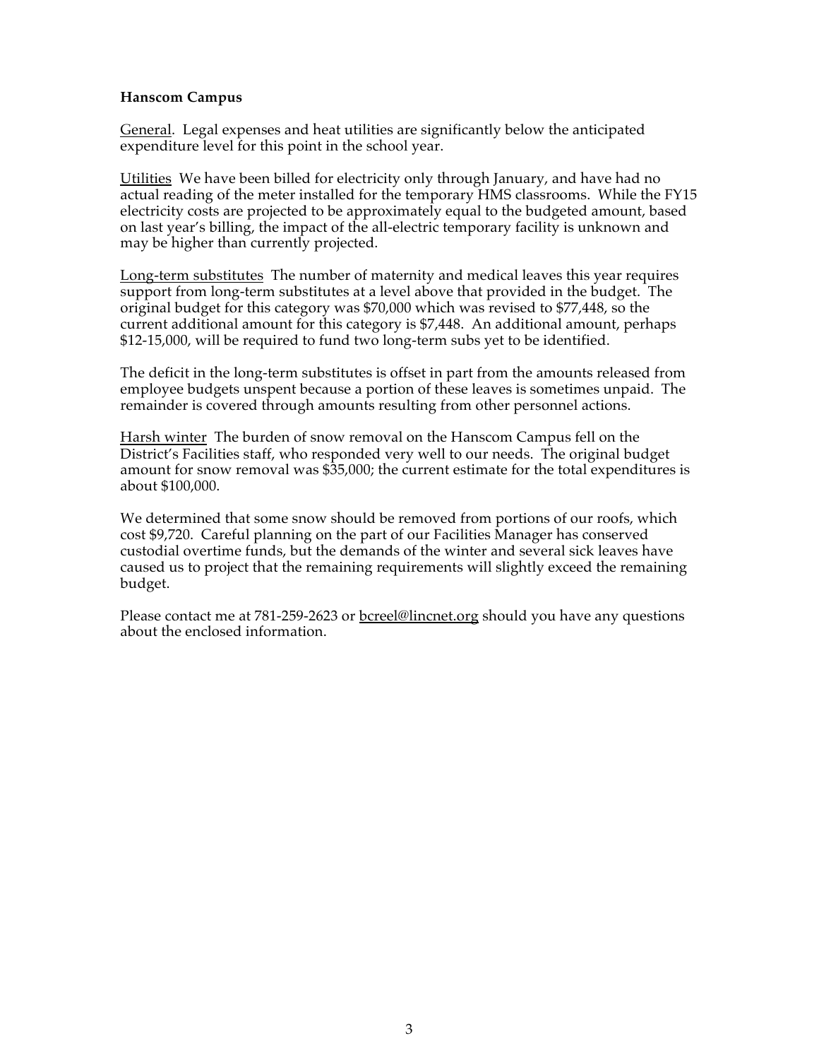**Hanscom Campus**

General. Legal expenses and heat utilities are significantly below the anticipated expenditure level for this point in the school year.

Utilities We have been billed for electricity only through January, and have had no actual reading of the meter installed for the temporary HMS classrooms. While the FY15 electricity costs are projected to be approximately equal to the budgeted amount, based on last year's billing, the impact of the all-electric temporary facility is unknown and may be higher than currently projected.

Long-term substitutes The number of maternity and medical leaves this year requires support from long-term substitutes at a level above that provided in the budget. The original budget for this category was $70,000 which was revised to $77,448, so the current additional amount for this category is $7,448. An additional amount, perhaps $12-15,000, will be required to fund two long-term subs yet to be identified.

The deficit in the long-term substitutes is offset in part from the amounts released from employee budgets unspent because a portion of these leaves is sometimes unpaid. The remainder is covered through amounts resulting from other personnel actions.

Harsh winter The burden of snow removal on the Hanscom Campus fell on the District's Facilities staff, who responded very well to our needs. The original budget amount for snow removal was $35,000; the current estimate for the total expenditures is about $100,000.

We determined that some snow should be removed from portions of our roofs, which cost $9,720. Careful planning on the part of our Facilities Manager has conserved custodial overtime funds, but the demands of the winter and several sick leaves have caused us to project that the remaining requirements will slightly exceed the remaining budget.

Please contact me at 781-259-2623 or bcreel@lincnet.org should you have any questions about the enclosed information.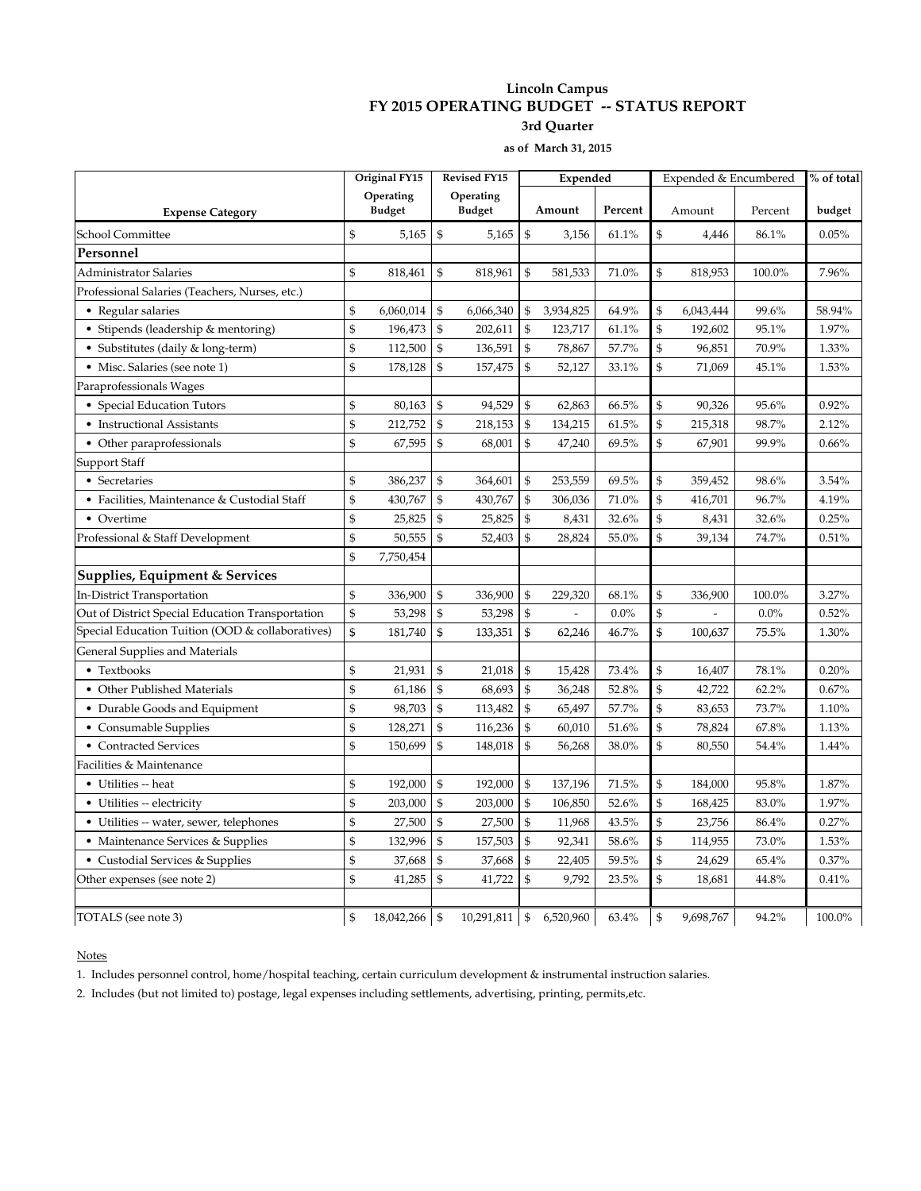**Lincoln Campus**

**FY 2015 OPERATING BUDGET -- STATUS REPORT**

**3rd Quarter**

**as of March 31, 2015**

| Expense Category | Original FY15 Operating Budget | Revised FY15 Operating Budget | Expended Amount | Expended Percent | Expended & Encumbered Amount | Expended & Encumbered Percent | % of total budget |
|---|---|---|---|---|---|---|---|
| School Committee | $ 5,165 | $ 5,165 | $ 3,156 | 61.1% | $ 4,446 | 86.1% | 0.05% |
| **Personnel** | | | | | | | |
| Administrator Salaries | $ 818,461 | $ 818,961 | $ 581,533 | 71.0% | $ 818,953 | 100.0% | 7.96% |
| Professional Salaries (Teachers, Nurses, etc.) | | | | | | | |
| • Regular salaries | $ 6,060,014 | $ 6,066,340 | $ 3,934,825 | 64.9% | $ 6,043,444 | 99.6% | 58.94% |
| • Stipends (leadership & mentoring) | $ 196,473 | $ 202,611 | $ 123,717 | 61.1% | $ 192,602 | 95.1% | 1.97% |
| • Substitutes (daily & long-term) | $ 112,500 | $ 136,591 | $ 78,867 | 57.7% | $ 96,851 | 70.9% | 1.33% |
| • Misc. Salaries (see note 1) | $ 178,128 | $ 157,475 | $ 52,127 | 33.1% | $ 71,069 | 45.1% | 1.53% |
| Paraprofessionals Wages | | | | | | | |
| • Special Education Tutors | $ 80,163 | $ 94,529 | $ 62,863 | 66.5% | $ 90,326 | 95.6% | 0.92% |
| • Instructional Assistants | $ 212,752 | $ 218,153 | $ 134,215 | 61.5% | $ 215,318 | 98.7% | 2.12% |
| • Other paraprofessionals | $ 67,595 | $ 68,001 | $ 47,240 | 69.5% | $ 67,901 | 99.9% | 0.66% |
| Support Staff | | | | | | | |
| • Secretaries | $ 386,237 | $ 364,601 | $ 253,559 | 69.5% | $ 359,452 | 98.6% | 3.54% |
| • Facilities, Maintenance & Custodial Staff | $ 430,767 | $ 430,767 | $ 306,036 | 71.0% | $ 416,701 | 96.7% | 4.19% |
| • Overtime | $ 25,825 | $ 25,825 | $ 8,431 | 32.6% | $ 8,431 | 32.6% | 0.25% |
| Professional & Staff Development | $ 50,555 | $ 52,403 | $ 28,824 | 55.0% | $ 39,134 | 74.7% | 0.51% |
| | $ 7,750,454 | | | | | | |
| **Supplies, Equipment & Services** | | | | | | | |
| In-District Transportation | $ 336,900 | $ 336,900 | $ 229,320 | 68.1% | $ 336,900 | 100.0% | 3.27% |
| Out of District Special Education Transportation | $ 53,298 | $ 53,298 | $ - | 0.0% | $ - | 0.0% | 0.52% |
| Special Education Tuition (OOD & collaboratives) | $ 181,740 | $ 133,351 | $ 62,246 | 46.7% | $ 100,637 | 75.5% | 1.30% |
| General Supplies and Materials | | | | | | | |
| • Textbooks | $ 21,931 | $ 21,018 | $ 15,428 | 73.4% | $ 16,407 | 78.1% | 0.20% |
| • Other Published Materials | $ 61,186 | $ 68,693 | $ 36,248 | 52.8% | $ 42,722 | 62.2% | 0.67% |
| • Durable Goods and Equipment | $ 98,703 | $ 113,482 | $ 65,497 | 57.7% | $ 83,653 | 73.7% | 1.10% |
| • Consumable Supplies | $ 128,271 | $ 116,236 | $ 60,010 | 51.6% | $ 78,824 | 67.8% | 1.13% |
| • Contracted Services | $ 150,699 | $ 148,018 | $ 56,268 | 38.0% | $ 80,550 | 54.4% | 1.44% |
| Facilities & Maintenance | | | | | | | |
| • Utilities -- heat | $ 192,000 | $ 192,000 | $ 137,196 | 71.5% | $ 184,000 | 95.8% | 1.87% |
| • Utilities -- electricity | $ 203,000 | $ 203,000 | $ 106,850 | 52.6% | $ 168,425 | 83.0% | 1.97% |
| • Utilities -- water, sewer, telephones | $ 27,500 | $ 27,500 | $ 11,968 | 43.5% | $ 23,756 | 86.4% | 0.27% |
| • Maintenance Services & Supplies | $ 132,996 | $ 157,503 | $ 92,341 | 58.6% | $ 114,955 | 73.0% | 1.53% |
| • Custodial Services & Supplies | $ 37,668 | $ 37,668 | $ 22,405 | 59.5% | $ 24,629 | 65.4% | 0.37% |
| Other expenses (see note 2) | $ 41,285 | $ 41,722 | $ 9,792 | 23.5% | $ 18,681 | 44.8% | 0.41% |
| | | | | | | | |
| TOTALS (see note 3) | $ 18,042,266 | $ 10,291,811 | $ 6,520,960 | 63.4% | $ 9,698,767 | 94.2% | 100.0% |

Notes

1. Includes personnel control, home/hospital teaching, certain curriculum development & instrumental instruction salaries.
2. Includes (but not limited to) postage, legal expenses including settlements, advertising, printing, permits,etc.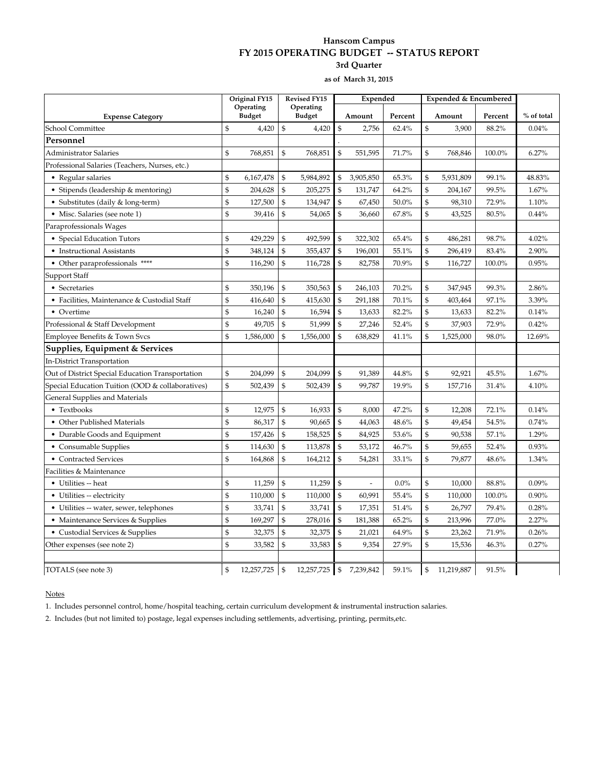# Hanscom Campus

## FY 2015 OPERATING BUDGET -- STATUS REPORT

### 3rd Quarter

**as of March 31, 2015**

| Expense Category | Original FY15 Operating Budget | Revised FY15 Operating Budget | Expended | | Expended & Encumbered | | % of total |
|---|---|---|---|---|---|---|---|
| | | | Amount | Percent | Amount | Percent | |
| School Committee | $ 4,420 | $ 4,420 | $ 2,756 | 62.4% | $ 3,900 | 88.2% | 0.04% |
| **Personnel** | | | . | | | | |
| Administrator Salaries | $ 768,851 | $ 768,851 | $ 551,595 | 71.7% | $ 768,846 | 100.0% | 6.27% |
| Professional Salaries (Teachers, Nurses, etc.) | | | | | | | |
| • Regular salaries | $ 6,167,478 | $ 5,984,892 | $ 3,905,850 | 65.3% | $ 5,931,809 | 99.1% | 48.83% |
| • Stipends (leadership & mentoring) | $ 204,628 | $ 205,275 | $ 131,747 | 64.2% | $ 204,167 | 99.5% | 1.67% |
| • Substitutes (daily & long-term) | $ 127,500 | $ 134,947 | $ 67,450 | 50.0% | $ 98,310 | 72.9% | 1.10% |
| • Misc. Salaries (see note 1) | $ 39,416 | $ 54,065 | $ 36,660 | 67.8% | $ 43,525 | 80.5% | 0.44% |
| Paraprofessionals Wages | | | | | | | |
| • Special Education Tutors | $ 429,229 | $ 492,599 | $ 322,302 | 65.4% | $ 486,281 | 98.7% | 4.02% |
| • Instructional Assistants | $ 348,124 | $ 355,437 | $ 196,001 | 55.1% | $ 296,419 | 83.4% | 2.90% |
| • Other paraprofessionals **** | $ 116,290 | $ 116,728 | $ 82,758 | 70.9% | $ 116,727 | 100.0% | 0.95% |
| Support Staff | | | | | | | |
| • Secretaries | $ 350,196 | $ 350,563 | $ 246,103 | 70.2% | $ 347,945 | 99.3% | 2.86% |
| • Facilities, Maintenance & Custodial Staff | $ 416,640 | $ 415,630 | $ 291,188 | 70.1% | $ 403,464 | 97.1% | 3.39% |
| • Overtime | $ 16,240 | $ 16,594 | $ 13,633 | 82.2% | $ 13,633 | 82.2% | 0.14% |
| Professional & Staff Development | $ 49,705 | $ 51,999 | $ 27,246 | 52.4% | $ 37,903 | 72.9% | 0.42% |
| Employee Benefits & Town Svcs | $ 1,586,000 | $ 1,556,000 | $ 638,829 | 41.1% | $ 1,525,000 | 98.0% | 12.69% |
| **Supplies, Equipment & Services** | | | | | | | |
| In-District Transportation | | | | | | | |
| Out of District Special Education Transportation | $ 204,099 | $ 204,099 | $ 91,389 | 44.8% | $ 92,921 | 45.5% | 1.67% |
| Special Education Tuition (OOD & collaboratives) | $ 502,439 | $ 502,439 | $ 99,787 | 19.9% | $ 157,716 | 31.4% | 4.10% |
| General Supplies and Materials | | | | | | | |
| • Textbooks | $ 12,975 | $ 16,933 | $ 8,000 | 47.2% | $ 12,208 | 72.1% | 0.14% |
| • Other Published Materials | $ 86,317 | $ 90,665 | $ 44,063 | 48.6% | $ 49,454 | 54.5% | 0.74% |
| • Durable Goods and Equipment | $ 157,426 | $ 158,525 | $ 84,925 | 53.6% | $ 90,538 | 57.1% | 1.29% |
| • Consumable Supplies | $ 114,630 | $ 113,878 | $ 53,172 | 46.7% | $ 59,655 | 52.4% | 0.93% |
| • Contracted Services | $ 164,868 | $ 164,212 | $ 54,281 | 33.1% | $ 79,877 | 48.6% | 1.34% |
| Facilities & Maintenance | | | | | | | |
| • Utilities -- heat | $ 11,259 | $ 11,259 | $ - | 0.0% | $ 10,000 | 88.8% | 0.09% |
| • Utilities -- electricity | $ 110,000 | $ 110,000 | $ 60,991 | 55.4% | $ 110,000 | 100.0% | 0.90% |
| • Utilities -- water, sewer, telephones | $ 33,741 | $ 33,741 | $ 17,351 | 51.4% | $ 26,797 | 79.4% | 0.28% |
| • Maintenance Services & Supplies | $ 169,297 | $ 278,016 | $ 181,388 | 65.2% | $ 213,996 | 77.0% | 2.27% |
| • Custodial Services & Supplies | $ 32,375 | $ 32,375 | $ 21,021 | 64.9% | $ 23,262 | 71.9% | 0.26% |
| Other expenses (see note 2) | $ 33,582 | $ 33,583 | $ 9,354 | 27.9% | $ 15,536 | 46.3% | 0.27% |
| | | | | | | | |
| TOTALS (see note 3) | $ 12,257,725 | $ 12,257,725 | $ 7,239,842 | 59.1% | $ 11,219,887 | 91.5% | |

Notes

1. Includes personnel control, home/hospital teaching, certain curriculum development & instrumental instruction salaries.

2. Includes (but not limited to) postage, legal expenses including settlements, advertising, printing, permits,etc.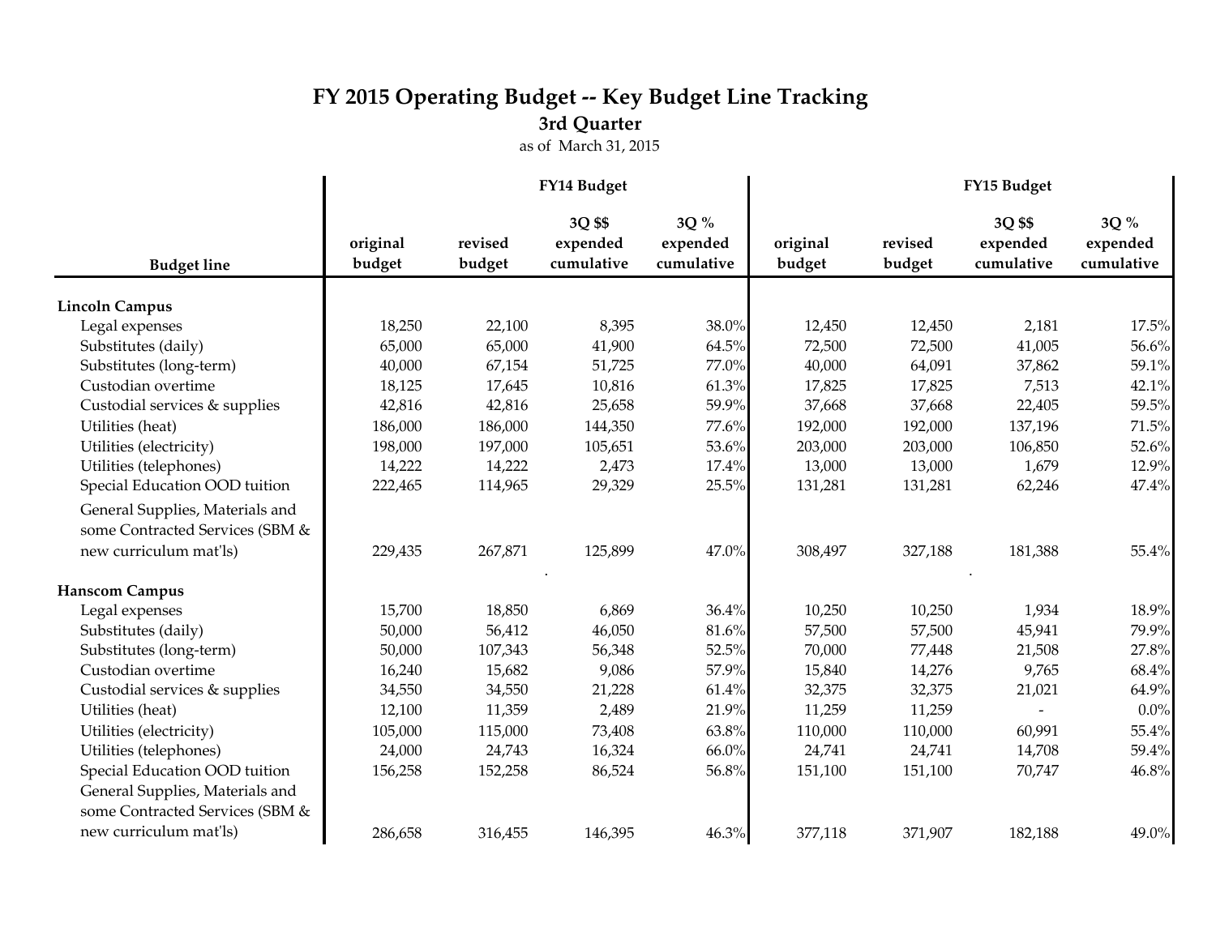# FY 2015 Operating Budget -- Key Budget Line Tracking

## 3rd Quarter

as of March 31, 2015

| Budget line | FY14 Budget | | | | FY15 Budget | | | |
|---|---|---|---|---|---|---|---|---|
| | original budget | revised budget | 3Q $$ expended cumulative | 3Q % expended cumulative | original budget | revised budget | 3Q $$ expended cumulative | 3Q % expended cumulative |
| **Lincoln Campus** | | | | | | | | |
| Legal expenses | 18,250 | 22,100 | 8,395 | 38.0% | 12,450 | 12,450 | 2,181 | 17.5% |
| Substitutes (daily) | 65,000 | 65,000 | 41,900 | 64.5% | 72,500 | 72,500 | 41,005 | 56.6% |
| Substitutes (long-term) | 40,000 | 67,154 | 51,725 | 77.0% | 40,000 | 64,091 | 37,862 | 59.1% |
| Custodian overtime | 18,125 | 17,645 | 10,816 | 61.3% | 17,825 | 17,825 | 7,513 | 42.1% |
| Custodial services & supplies | 42,816 | 42,816 | 25,658 | 59.9% | 37,668 | 37,668 | 22,405 | 59.5% |
| Utilities (heat) | 186,000 | 186,000 | 144,350 | 77.6% | 192,000 | 192,000 | 137,196 | 71.5% |
| Utilities (electricity) | 198,000 | 197,000 | 105,651 | 53.6% | 203,000 | 203,000 | 106,850 | 52.6% |
| Utilities (telephones) | 14,222 | 14,222 | 2,473 | 17.4% | 13,000 | 13,000 | 1,679 | 12.9% |
| Special Education OOD tuition | 222,465 | 114,965 | 29,329 | 25.5% | 131,281 | 131,281 | 62,246 | 47.4% |
| General Supplies, Materials and some Contracted Services (SBM & new curriculum mat'ls) | 229,435 | 267,871 | 125,899 | 47.0% | 308,497 | 327,188 | 181,388 | 55.4% |
| **Hanscom Campus** | | | | | | | | |
| Legal expenses | 15,700 | 18,850 | 6,869 | 36.4% | 10,250 | 10,250 | 1,934 | 18.9% |
| Substitutes (daily) | 50,000 | 56,412 | 46,050 | 81.6% | 57,500 | 57,500 | 45,941 | 79.9% |
| Substitutes (long-term) | 50,000 | 107,343 | 56,348 | 52.5% | 70,000 | 77,448 | 21,508 | 27.8% |
| Custodian overtime | 16,240 | 15,682 | 9,086 | 57.9% | 15,840 | 14,276 | 9,765 | 68.4% |
| Custodial services & supplies | 34,550 | 34,550 | 21,228 | 61.4% | 32,375 | 32,375 | 21,021 | 64.9% |
| Utilities (heat) | 12,100 | 11,359 | 2,489 | 21.9% | 11,259 | 11,259 | - | 0.0% |
| Utilities (electricity) | 105,000 | 115,000 | 73,408 | 63.8% | 110,000 | 110,000 | 60,991 | 55.4% |
| Utilities (telephones) | 24,000 | 24,743 | 16,324 | 66.0% | 24,741 | 24,741 | 14,708 | 59.4% |
| Special Education OOD tuition | 156,258 | 152,258 | 86,524 | 56.8% | 151,100 | 151,100 | 70,747 | 46.8% |
| General Supplies, Materials and some Contracted Services (SBM & new curriculum mat'ls) | 286,658 | 316,455 | 146,395 | 46.3% | 377,118 | 371,907 | 182,188 | 49.0% |